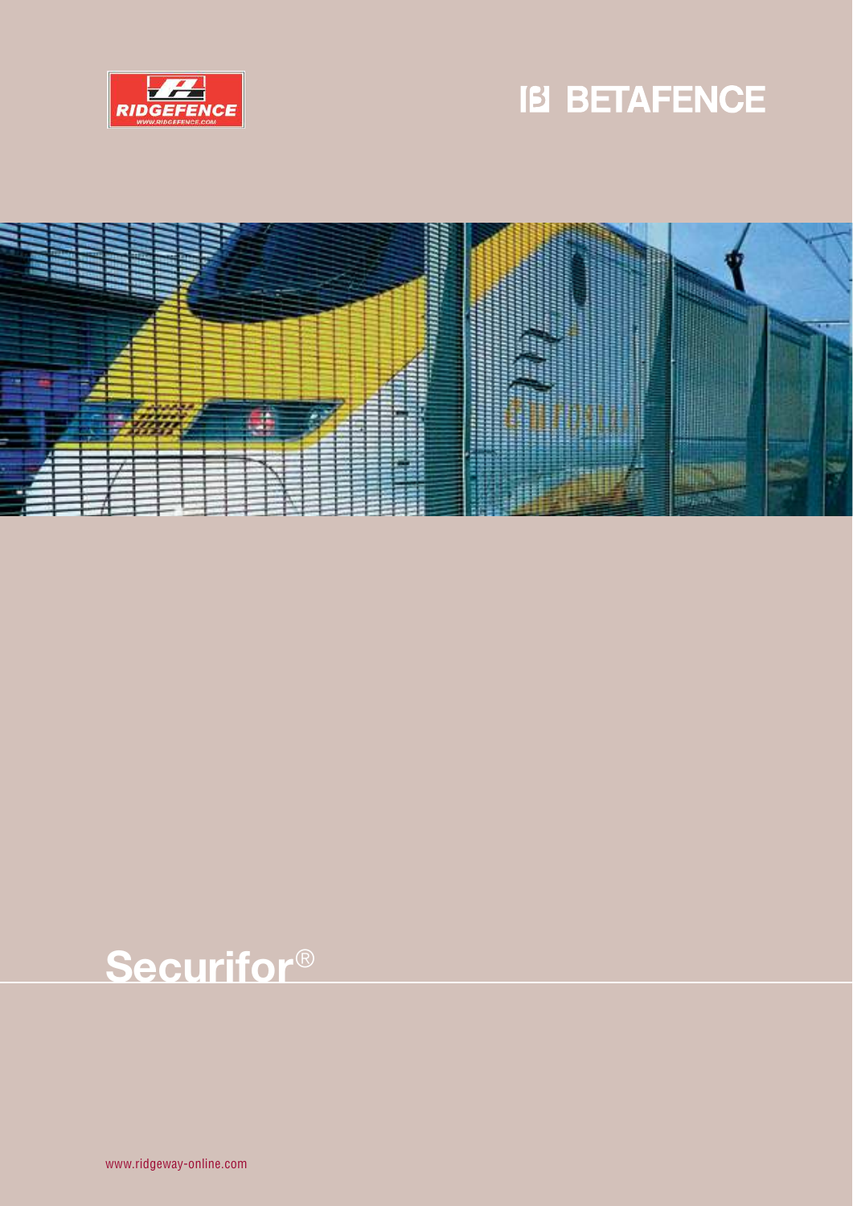RIDGEFENCE

WWW.RIDGEFENCE.COM

BETAFENCE

# Securifor®

www.ridgeway-online.com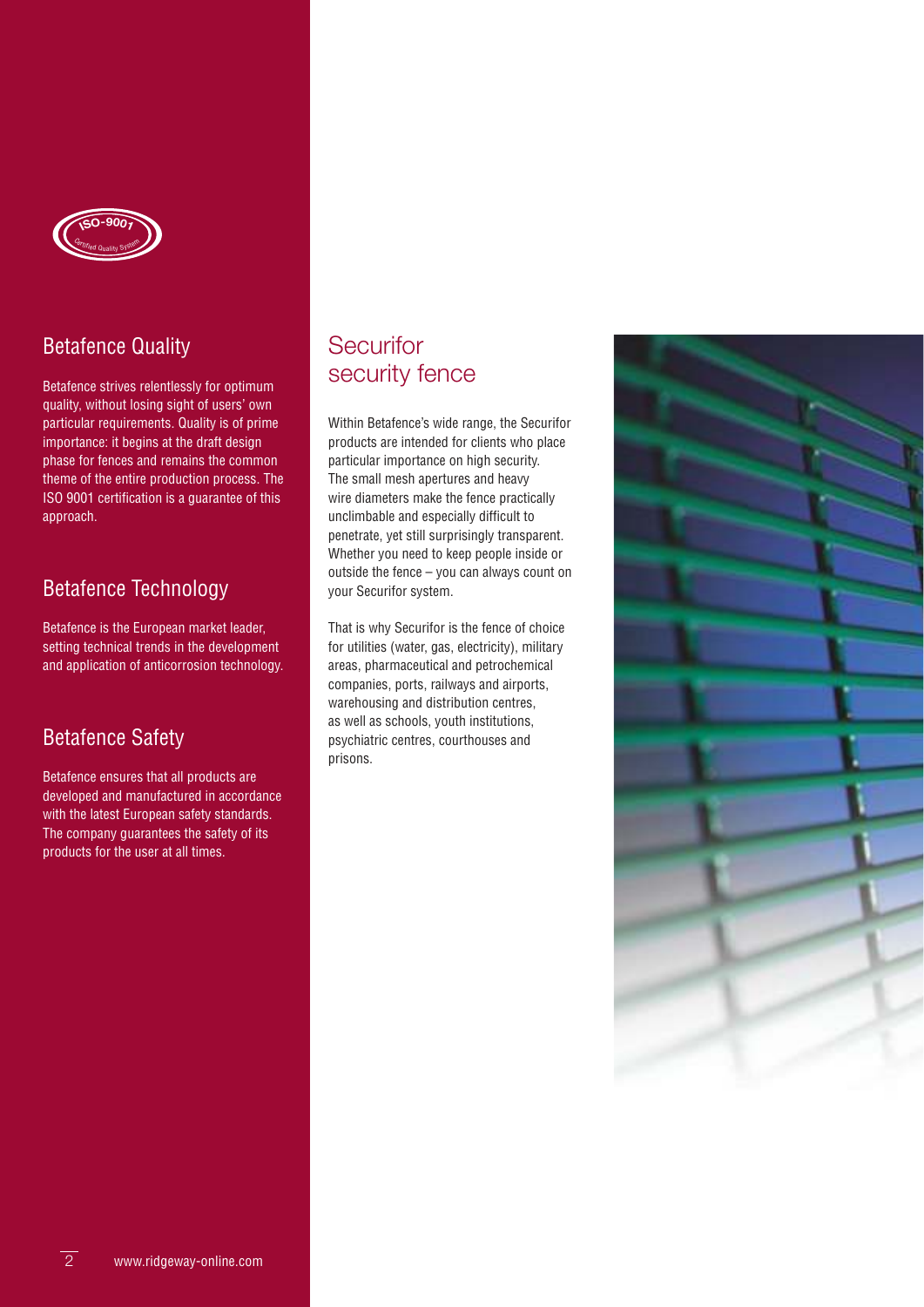## Betafence Quality

Betafence strives relentlessly for optimum quality, without losing sight of users' own particular requirements. Quality is of prime importance: it begins at the draft design phase for fences and remains the common theme of the entire production process. The ISO 9001 certification is a guarantee of this approach.

## Betafence Technology

Betafence is the European market leader, setting technical trends in the development and application of anticorrosion technology.

## Betafence Safety

Betafence ensures that all products are developed and manufactured in accordance with the latest European safety standards. The company guarantees the safety of its products for the user at all times.

## Securifor security fence

Within Betafence's wide range, the Securifor products are intended for clients who place particular importance on high security. The small mesh apertures and heavy wire diameters make the fence practically unclimbable and especially difficult to penetrate, yet still surprisingly transparent. Whether you need to keep people inside or outside the fence – you can always count on your Securifor system.

That is why Securifor is the fence of choice for utilities (water, gas, electricity), military areas, pharmaceutical and petrochemical companies, ports, railways and airports, warehousing and distribution centres, as well as schools, youth institutions, psychiatric centres, courthouses and prisons.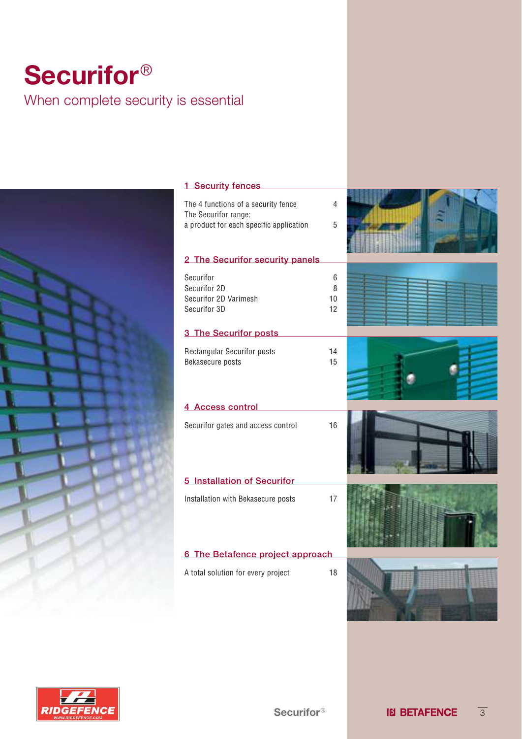# Securifor®

When complete security is essential

## 1 Security fences

| | |
|---|---|
| The 4 functions of a security fence | 4 |
| The Securifor range: a product for each specific application | 5 |

## 2 The Securifor security panels

| | |
|---|---|
| Securifor | 6 |
| Securifor 2D | 8 |
| Securifor 2D Varimesh | 10 |
| Securifor 3D | 12 |

## 3 The Securifor posts

| | |
|---|---|
| Rectangular Securifor posts | 14 |
| Bekasecure posts | 15 |

## 4 Access control

| | |
|---|---|
| Securifor gates and access control | 16 |

## 5 Installation of Securifor

| | |
|---|---|
| Installation with Bekasecure posts | 17 |

## 6 The Betafence project approach

| | |
|---|---|
| A total solution for every project | 18 |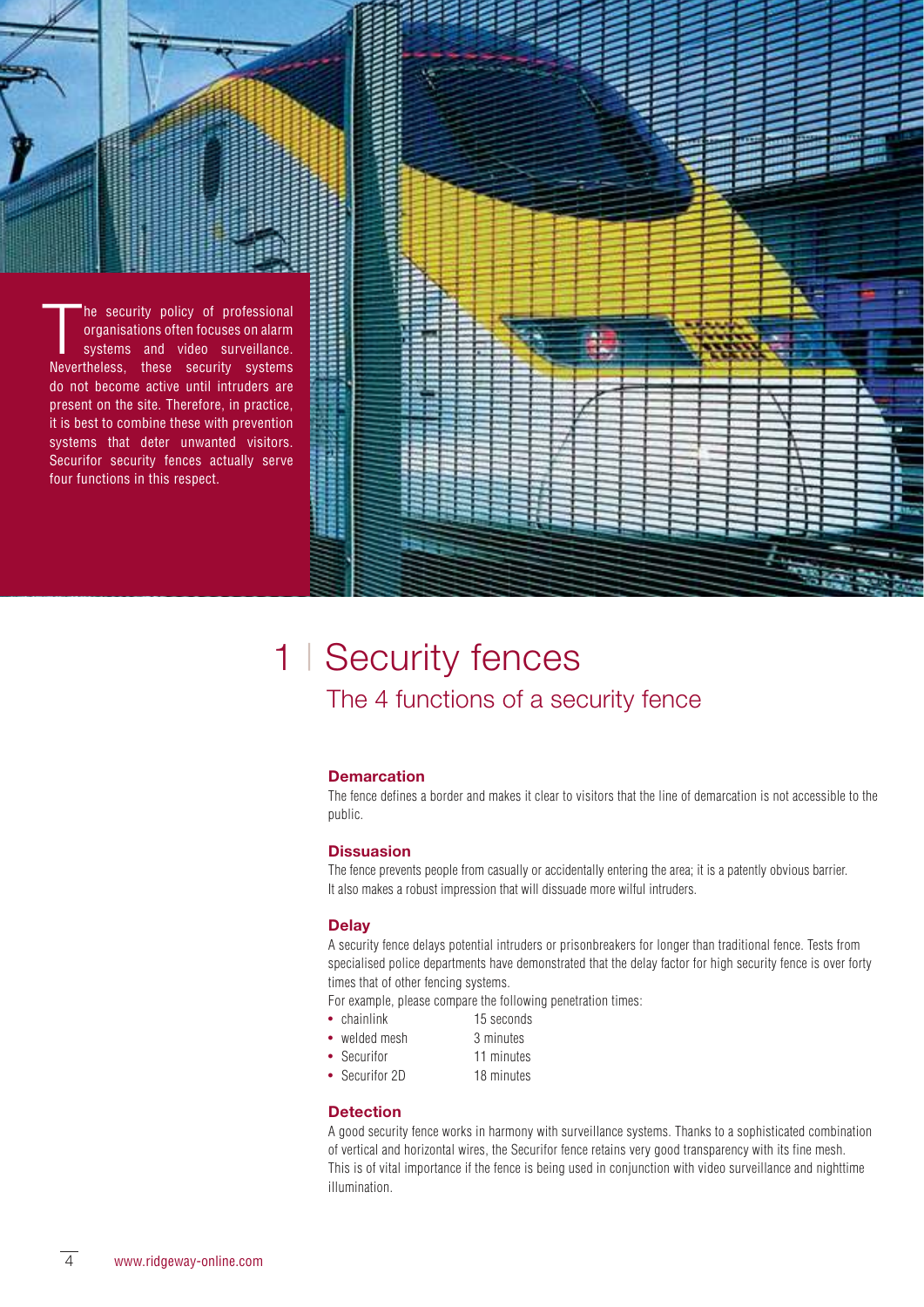The security policy of professional organisations often focuses on alarm systems and video surveillance. Nevertheless, these security systems do not become active until intruders are present on the site. Therefore, in practice, it is best to combine these with prevention systems that deter unwanted visitors. Securifor security fences actually serve four functions in this respect.

# 1 | Security fences

## The 4 functions of a security fence

### Demarcation

The fence defines a border and makes it clear to visitors that the line of demarcation is not accessible to the public.

### Dissuasion

The fence prevents people from casually or accidentally entering the area; it is a patently obvious barrier. It also makes a robust impression that will dissuade more wilful intruders.

### Delay

A security fence delays potential intruders or prisonbreakers for longer than traditional fence. Tests from specialised police departments have demonstrated that the delay factor for high security fence is over forty times that of other fencing systems.

For example, please compare the following penetration times:

- chainlink 15 seconds
- welded mesh 3 minutes
- Securifor 11 minutes
- Securifor 2D 18 minutes

### Detection

A good security fence works in harmony with surveillance systems. Thanks to a sophisticated combination of vertical and horizontal wires, the Securifor fence retains very good transparency with its fine mesh. This is of vital importance if the fence is being used in conjunction with video surveillance and nighttime illumination.

www.ridgeway-online.com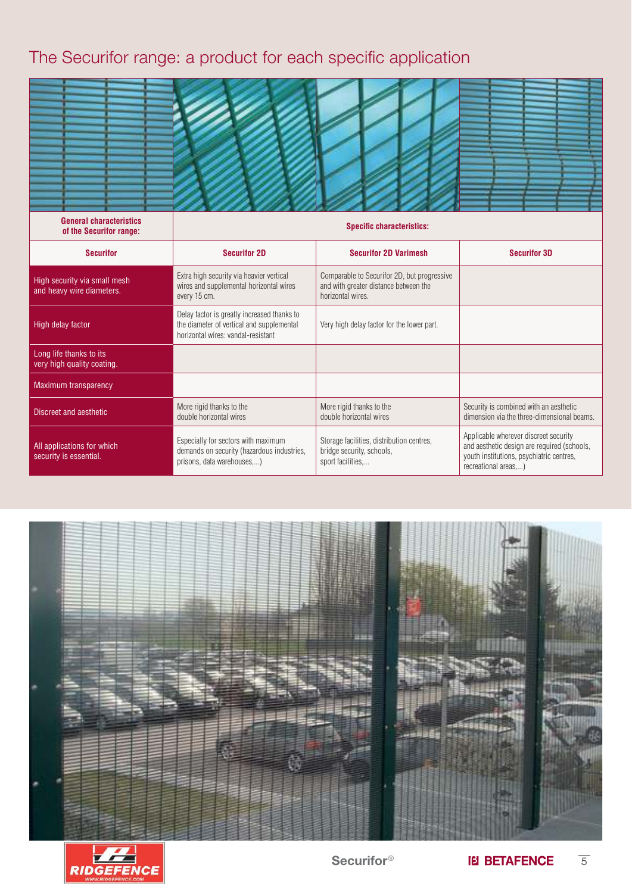# The Securifor range: a product for each specific application

| General characteristics of the Securifor range: | Specific characteristics: | | |
|---|---|---|---|
| **Securifor** | **Securifor 2D** | **Securifor 2D Varimesh** | **Securifor 3D** |
| High security via small mesh and heavy wire diameters. | Extra high security via heavier vertical wires and supplemental horizontal wires every 15 cm. | Comparable to Securifor 2D, but progressive and with greater distance between the horizontal wires. | |
| High delay factor | Delay factor is greatly increased thanks to the diameter of vertical and supplemental horizontal wires: vandal-resistant | Very high delay factor for the lower part. | |
| Long life thanks to its very high quality coating. | | | |
| Maximum transparency | | | |
| Discreet and aesthetic | More rigid thanks to the double horizontal wires | More rigid thanks to the double horizontal wires | Security is combined with an aesthetic dimension via the three-dimensional beams. |
| All applications for which security is essential. | Especially for sectors with maximum demands on security (hazardous industries, prisons, data warehouses,...) | Storage facilities, distribution centres, bridge security, schools, sport facilities,... | Applicable wherever discreet security and aesthetic design are required (schools, youth institutions, psychiatric centres, recreational areas,...) |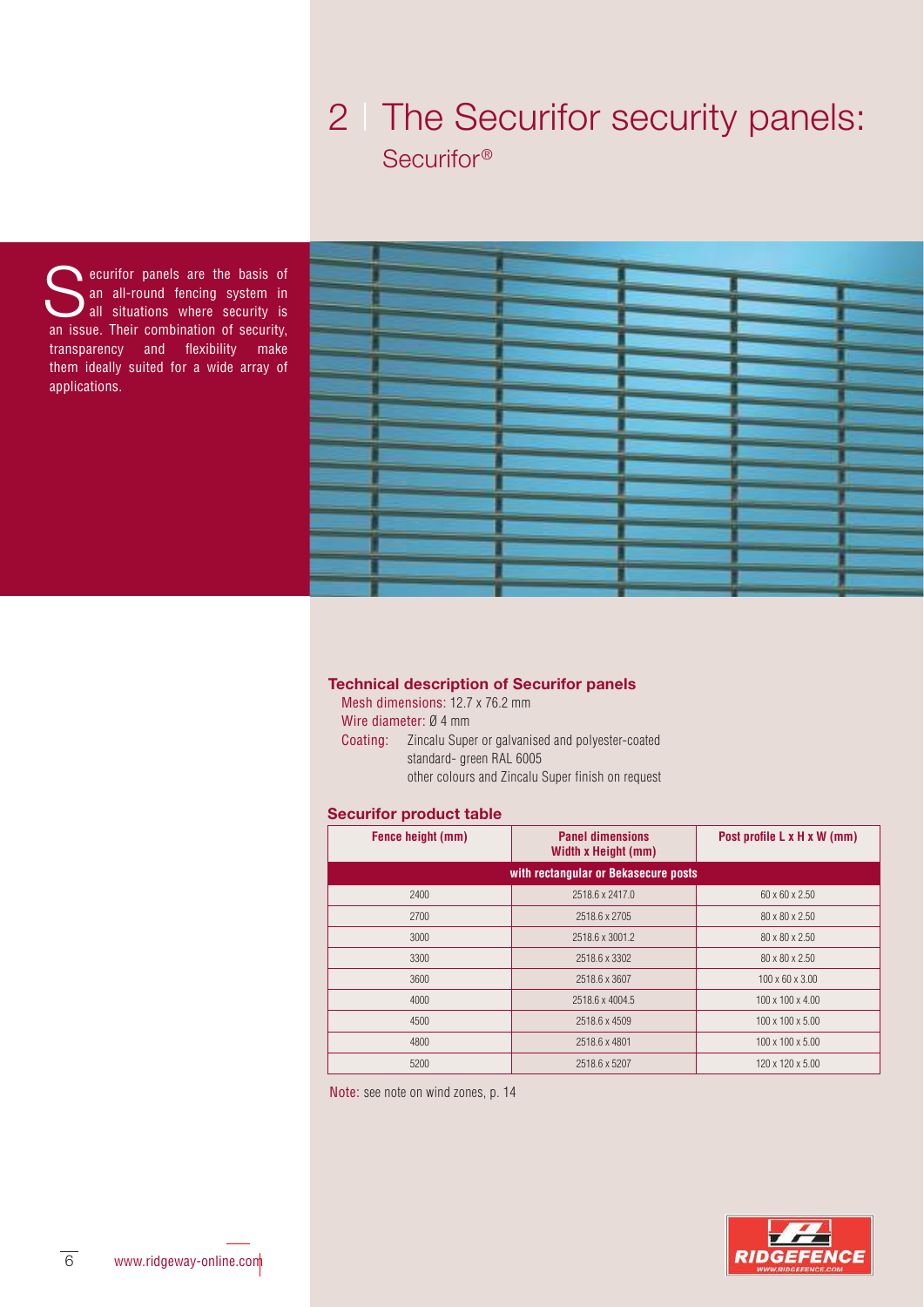# 2 | The Securifor security panels:

## Securifor®

Securifor panels are the basis of an all-round fencing system in all situations where security is an issue. Their combination of security, transparency and flexibility make them ideally suited for a wide array of applications.

### Technical description of Securifor panels

Mesh dimensions: 12.7 x 76.2 mm
Wire diameter: Ø 4 mm
Coating: Zincalu Super or galvanised and polyester-coated
standard- green RAL 6005
other colours and Zincalu Super finish on request

### Securifor product table

| Fence height (mm) | Panel dimensions Width x Height (mm) | Post profile L x H x W (mm) |
|---|---|---|
| with rectangular or Bekasecure posts | | |
| 2400 | 2518.6 x 2417.0 | 60 x 60 x 2.50 |
| 2700 | 2518.6 x 2705 | 80 x 80 x 2.50 |
| 3000 | 2518.6 x 3001.2 | 80 x 80 x 2.50 |
| 3300 | 2518.6 x 3302 | 80 x 80 x 2.50 |
| 3600 | 2518.6 x 3607 | 100 x 60 x 3.00 |
| 4000 | 2518.6 x 4004.5 | 100 x 100 x 4.00 |
| 4500 | 2518.6 x 4509 | 100 x 100 x 5.00 |
| 4800 | 2518.6 x 4801 | 100 x 100 x 5.00 |
| 5200 | 2518.6 x 5207 | 120 x 120 x 5.00 |

Note: see note on wind zones, p. 14

www.ridgeway-online.com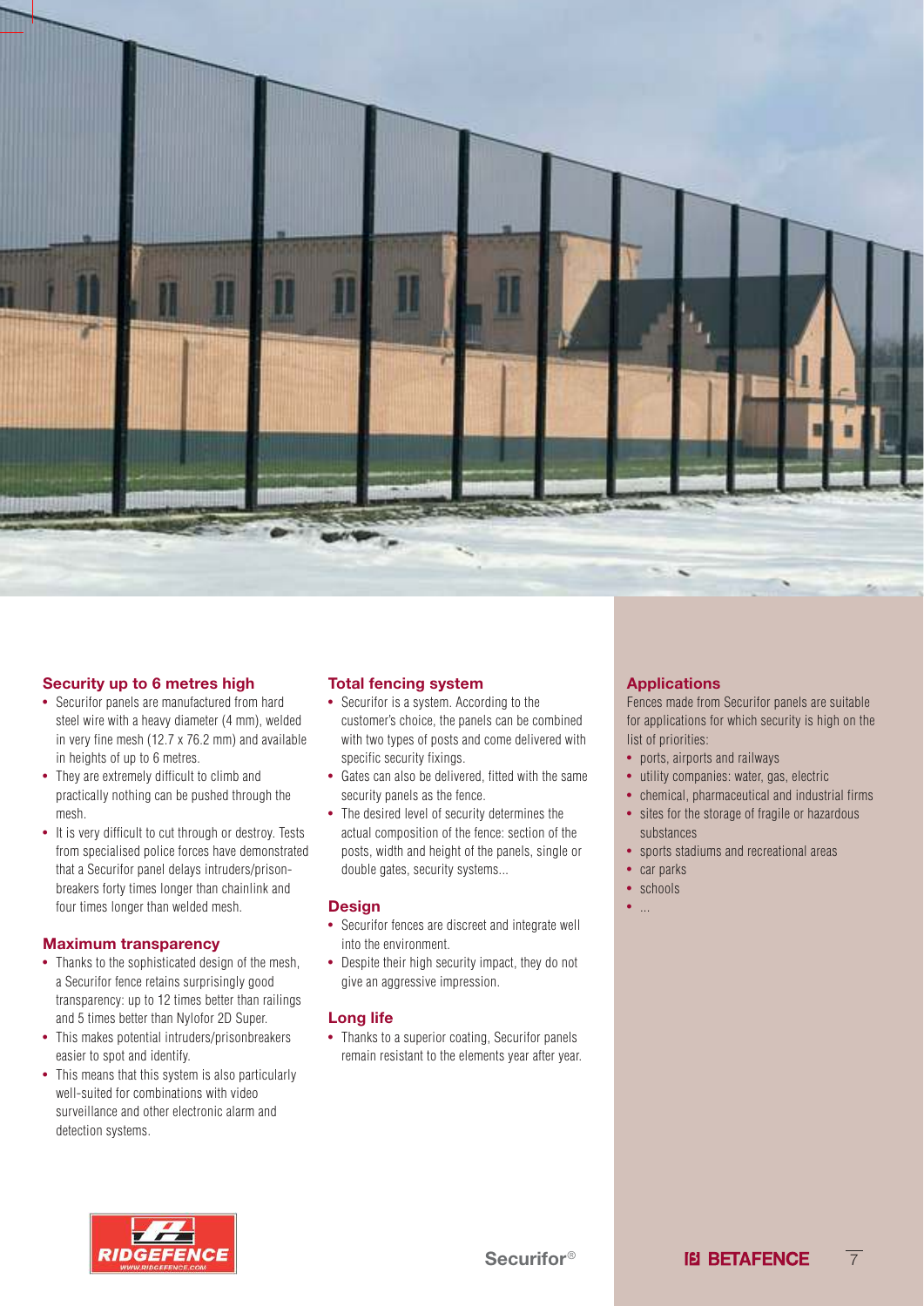## Security up to 6 metres high

- Securifor panels are manufactured from hard steel wire with a heavy diameter (4 mm), welded in very fine mesh (12.7 x 76.2 mm) and available in heights of up to 6 metres.
- They are extremely difficult to climb and practically nothing can be pushed through the mesh.
- It is very difficult to cut through or destroy. Tests from specialised police forces have demonstrated that a Securifor panel delays intruders/prison-breakers forty times longer than chainlink and four times longer than welded mesh.

## Maximum transparency

- Thanks to the sophisticated design of the mesh, a Securifor fence retains surprisingly good transparency: up to 12 times better than railings and 5 times better than Nylofor 2D Super.
- This makes potential intruders/prisonbreakers easier to spot and identify.
- This means that this system is also particularly well-suited for combinations with video surveillance and other electronic alarm and detection systems.

## Total fencing system

- Securifor is a system. According to the customer's choice, the panels can be combined with two types of posts and come delivered with specific security fixings.
- Gates can also be delivered, fitted with the same security panels as the fence.
- The desired level of security determines the actual composition of the fence: section of the posts, width and height of the panels, single or double gates, security systems...

## Design

- Securifor fences are discreet and integrate well into the environment.
- Despite their high security impact, they do not give an aggressive impression.

## Long life

- Thanks to a superior coating, Securifor panels remain resistant to the elements year after year.

## Applications

Fences made from Securifor panels are suitable for applications for which security is high on the list of priorities:

- ports, airports and railways
- utility companies: water, gas, electric
- chemical, pharmaceutical and industrial firms
- sites for the storage of fragile or hazardous substances
- sports stadiums and recreational areas
- car parks
- schools
- ...

RIDGEFENCE WWW.RIDGEFENCE.COM

Securifor®

BETAFENCE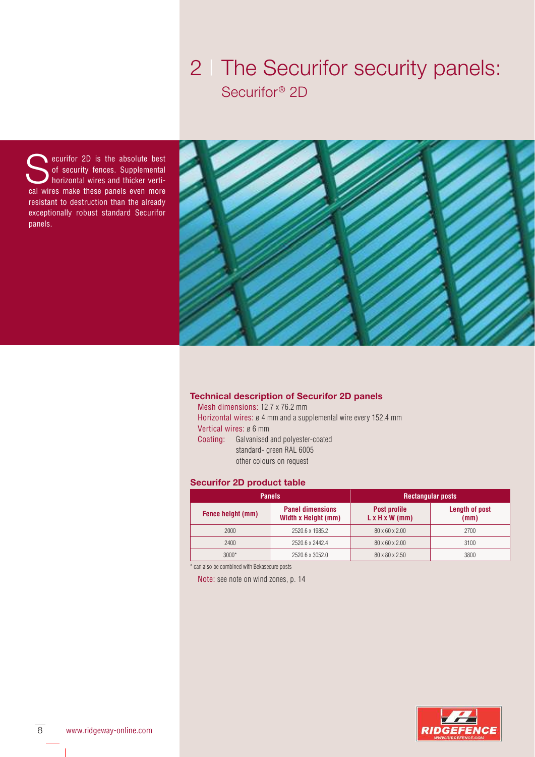# 2 | The Securifor security panels:

## Securifor® 2D

Securifor 2D is the absolute best of security fences. Supplemental horizontal wires and thicker vertical wires make these panels even more resistant to destruction than the already exceptionally robust standard Securifor panels.

### Technical description of Securifor 2D panels

Mesh dimensions: 12.7 x 76.2 mm
Horizontal wires: ø 4 mm and a supplemental wire every 152.4 mm
Vertical wires: ø 6 mm
Coating: Galvanised and polyester-coated
standard- green RAL 6005
other colours on request

### Securifor 2D product table

| Panels | | Rectangular posts | |
|---|---|---|---|
| Fence height (mm) | Panel dimensions Width x Height (mm) | Post profile L x H x W (mm) | Length of post (mm) |
| 2000 | 2520.6 x 1985.2 | 80 x 60 x 2.00 | 2700 |
| 2400 | 2520.6 x 2442.4 | 80 x 60 x 2.00 | 3100 |
| 3000* | 2520.6 x 3052.0 | 80 x 80 x 2.50 | 3800 |

* can also be combined with Bekasecure posts

Note: see note on wind zones, p. 14

www.ridgeway-online.com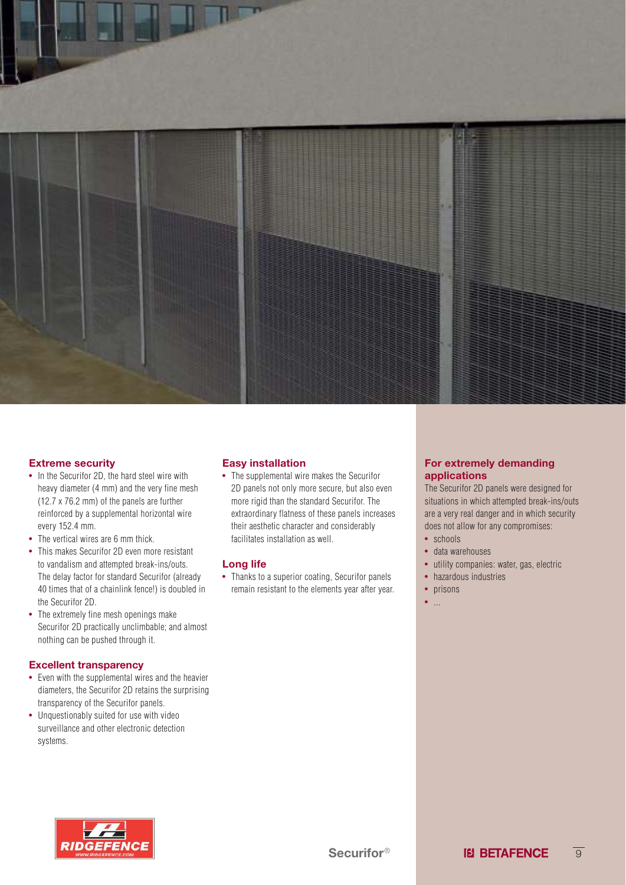## Extreme security

- In the Securifor 2D, the hard steel wire with heavy diameter (4 mm) and the very fine mesh (12.7 x 76.2 mm) of the panels are further reinforced by a supplemental horizontal wire every 152.4 mm.
- The vertical wires are 6 mm thick.
- This makes Securifor 2D even more resistant to vandalism and attempted break-ins/outs. The delay factor for standard Securifor (already 40 times that of a chainlink fence!) is doubled in the Securifor 2D.
- The extremely fine mesh openings make Securifor 2D practically unclimbable; and almost nothing can be pushed through it.

## Excellent transparency

- Even with the supplemental wires and the heavier diameters, the Securifor 2D retains the surprising transparency of the Securifor panels.
- Unquestionably suited for use with video surveillance and other electronic detection systems.

## Easy installation

- The supplemental wire makes the Securifor 2D panels not only more secure, but also even more rigid than the standard Securifor. The extraordinary flatness of these panels increases their aesthetic character and considerably facilitates installation as well.

## Long life

- Thanks to a superior coating, Securifor panels remain resistant to the elements year after year.

## For extremely demanding applications

The Securifor 2D panels were designed for situations in which attempted break-ins/outs are a very real danger and in which security does not allow for any compromises:

- schools
- data warehouses
- utility companies: water, gas, electric
- hazardous industries
- prisons
- ...

RIDGEFENCE
WWW.RIDGEFENCE.COM

Securifor®

BETAFENCE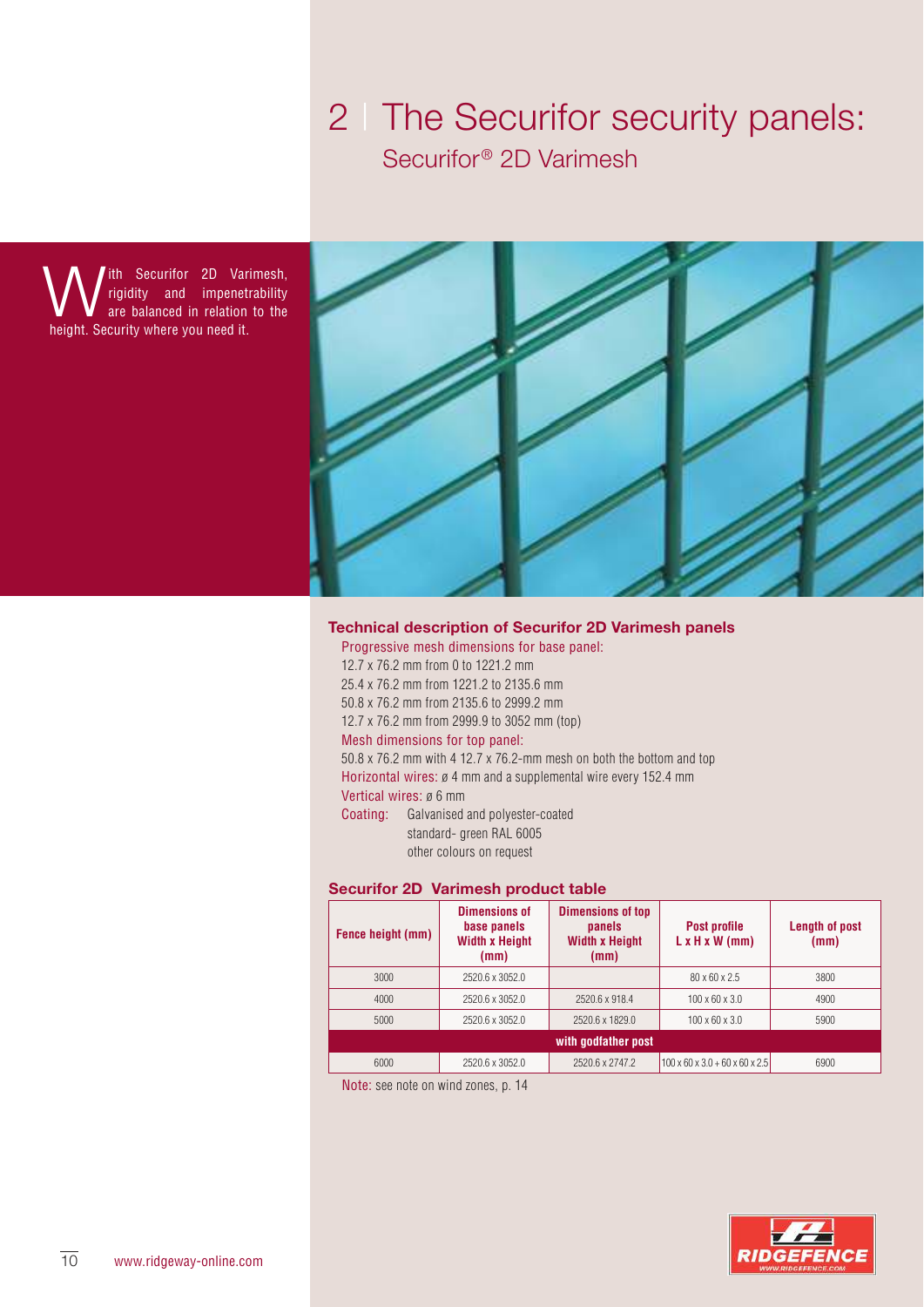# 2 | The Securifor security panels:

## Securifor® 2D Varimesh

With Securifor 2D Varimesh, rigidity and impenetrability are balanced in relation to the height. Security where you need it.

### Technical description of Securifor 2D Varimesh panels

Progressive mesh dimensions for base panel:
12.7 x 76.2 mm from 0 to 1221.2 mm
25.4 x 76.2 mm from 1221.2 to 2135.6 mm
50.8 x 76.2 mm from 2135.6 to 2999.2 mm
12.7 x 76.2 mm from 2999.9 to 3052 mm (top)

Mesh dimensions for top panel:
50.8 x 76.2 mm with 4 12.7 x 76.2-mm mesh on both the bottom and top

Horizontal wires: ø 4 mm and a supplemental wire every 152.4 mm

Vertical wires: ø 6 mm

Coating: Galvanised and polyester-coated
standard- green RAL 6005
other colours on request

### Securifor 2D Varimesh product table

| Fence height (mm) | Dimensions of base panels Width x Height (mm) | Dimensions of top panels Width x Height (mm) | Post profile L x H x W (mm) | Length of post (mm) |
|---|---|---|---|---|
| 3000 | 2520.6 x 3052.0 | | 80 x 60 x 2.5 | 3800 |
| 4000 | 2520.6 x 3052.0 | 2520.6 x 918.4 | 100 x 60 x 3.0 | 4900 |
| 5000 | 2520.6 x 3052.0 | 2520.6 x 1829.0 | 100 x 60 x 3.0 | 5900 |
| **with godfather post** | | | | |
| 6000 | 2520.6 x 3052.0 | 2520.6 x 2747.2 | 100 x 60 x 3.0 + 60 x 60 x 2.5 | 6900 |

Note: see note on wind zones, p. 14

www.ridgeway-online.com

RIDGEFENCE
WWW.RIDGEFENCE.COM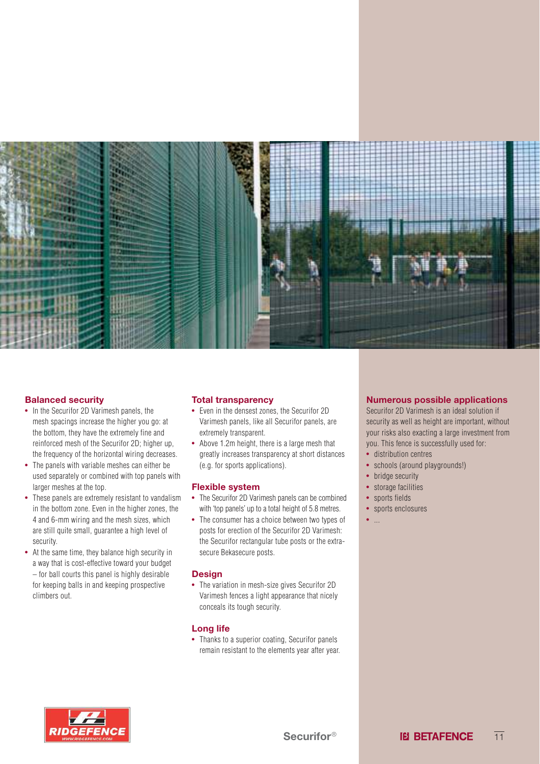### Balanced security

- In the Securifor 2D Varimesh panels, the mesh spacings increase the higher you go: at the bottom, they have the extremely fine and reinforced mesh of the Securifor 2D; higher up, the frequency of the horizontal wiring decreases.
- The panels with variable meshes can either be used separately or combined with top panels with larger meshes at the top.
- These panels are extremely resistant to vandalism in the bottom zone. Even in the higher zones, the 4 and 6-mm wiring and the mesh sizes, which are still quite small, guarantee a high level of security.
- At the same time, they balance high security in a way that is cost-effective toward your budget – for ball courts this panel is highly desirable for keeping balls in and keeping prospective climbers out.

### Total transparency

- Even in the densest zones, the Securifor 2D Varimesh panels, like all Securifor panels, are extremely transparent.
- Above 1.2m height, there is a large mesh that greatly increases transparency at short distances (e.g. for sports applications).

### Flexible system

- The Securifor 2D Varimesh panels can be combined with 'top panels' up to a total height of 5.8 metres.
- The consumer has a choice between two types of posts for erection of the Securifor 2D Varimesh: the Securifor rectangular tube posts or the extra-secure Bekasecure posts.

### Design

- The variation in mesh-size gives Securifor 2D Varimesh fences a light appearance that nicely conceals its tough security.

### Long life

- Thanks to a superior coating, Securifor panels remain resistant to the elements year after year.

### Numerous possible applications

Securifor 2D Varimesh is an ideal solution if security as well as height are important, without your risks also exacting a large investment from you. This fence is successfully used for:

- distribution centres
- schools (around playgrounds!)
- bridge security
- storage facilities
- sports fields
- sports enclosures
- ...

RIDGEFENCE
WWW.RIDGEFENCE.COM

Securifor®

BETAFENCE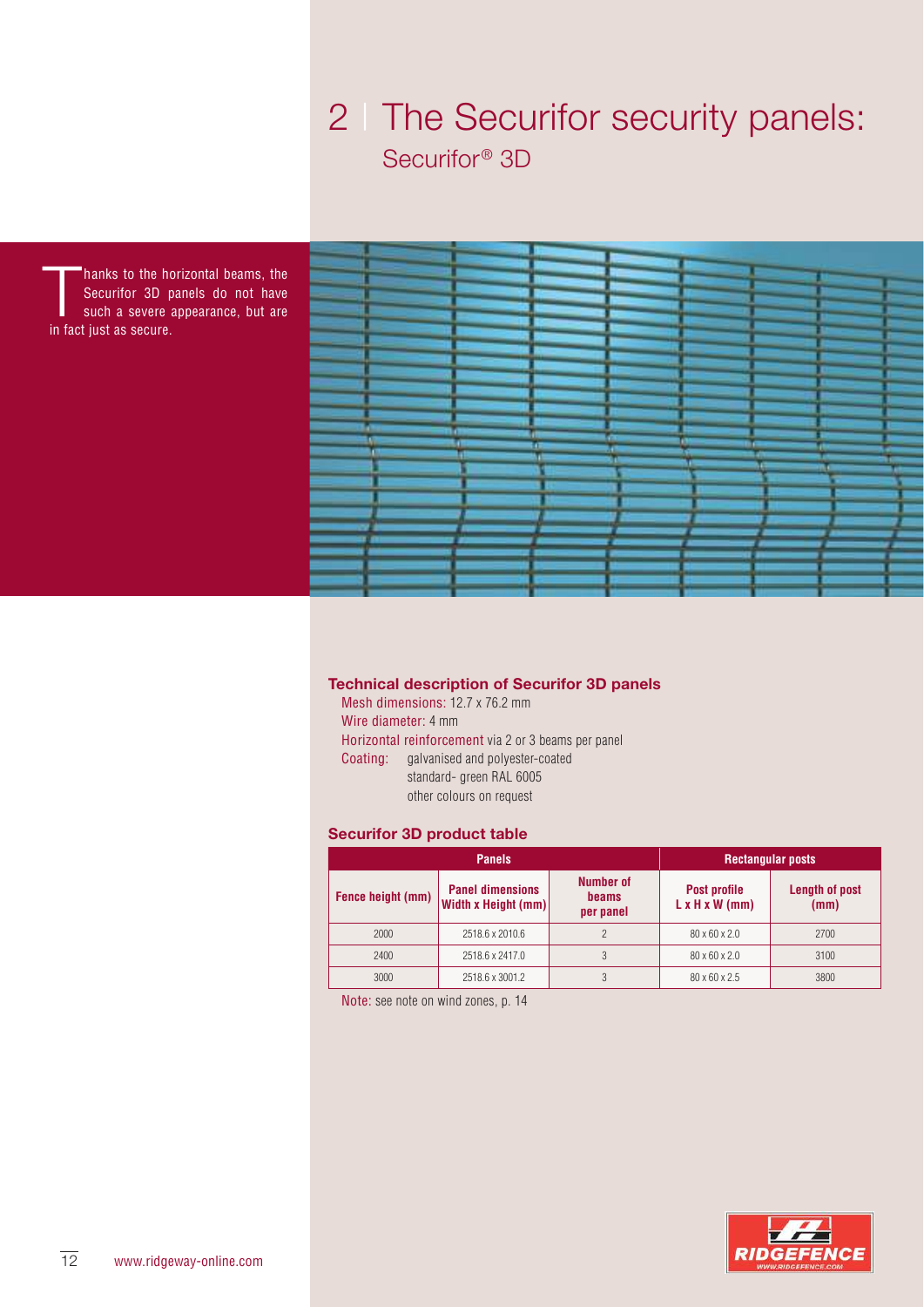# 2 | The Securifor security panels:

## Securifor® 3D

Thanks to the horizontal beams, the Securifor 3D panels do not have such a severe appearance, but are in fact just as secure.

### Technical description of Securifor 3D panels

Mesh dimensions: 12.7 x 76.2 mm
Wire diameter: 4 mm
Horizontal reinforcement via 2 or 3 beams per panel
Coating: galvanised and polyester-coated
standard- green RAL 6005
other colours on request

### Securifor 3D product table

| Panels | | | Rectangular posts | |
|---|---|---|---|---|
| **Fence height (mm)** | **Panel dimensions Width x Height (mm)** | **Number of beams per panel** | **Post profile L x H x W (mm)** | **Length of post (mm)** |
| 2000 | 2518.6 x 2010.6 | 2 | 80 x 60 x 2.0 | 2700 |
| 2400 | 2518.6 x 2417.0 | 3 | 80 x 60 x 2.0 | 3100 |
| 3000 | 2518.6 x 3001.2 | 3 | 80 x 60 x 2.5 | 3800 |

Note: see note on wind zones, p. 14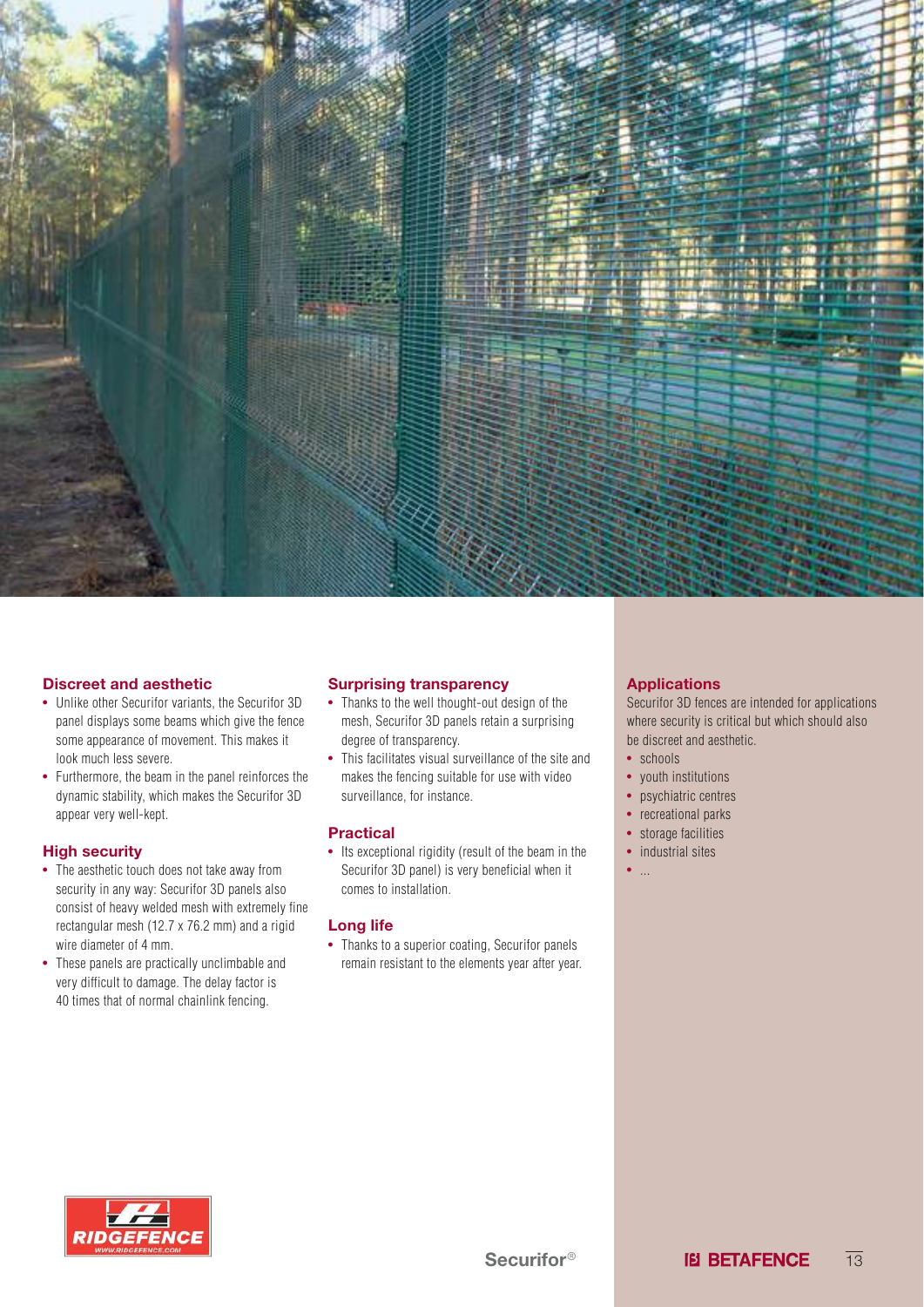## Discreet and aesthetic

- Unlike other Securifor variants, the Securifor 3D panel displays some beams which give the fence some appearance of movement. This makes it look much less severe.
- Furthermore, the beam in the panel reinforces the dynamic stability, which makes the Securifor 3D appear very well-kept.

## High security

- The aesthetic touch does not take away from security in any way: Securifor 3D panels also consist of heavy welded mesh with extremely fine rectangular mesh (12.7 x 76.2 mm) and a rigid wire diameter of 4 mm.
- These panels are practically unclimbable and very difficult to damage. The delay factor is 40 times that of normal chainlink fencing.

## Surprising transparency

- Thanks to the well thought-out design of the mesh, Securifor 3D panels retain a surprising degree of transparency.
- This facilitates visual surveillance of the site and makes the fencing suitable for use with video surveillance, for instance.

## Practical

- Its exceptional rigidity (result of the beam in the Securifor 3D panel) is very beneficial when it comes to installation.

## Long life

- Thanks to a superior coating, Securifor panels remain resistant to the elements year after year.

## Applications

Securifor 3D fences are intended for applications where security is critical but which should also be discreet and aesthetic.

- schools
- youth institutions
- psychiatric centres
- recreational parks
- storage facilities
- industrial sites
- ...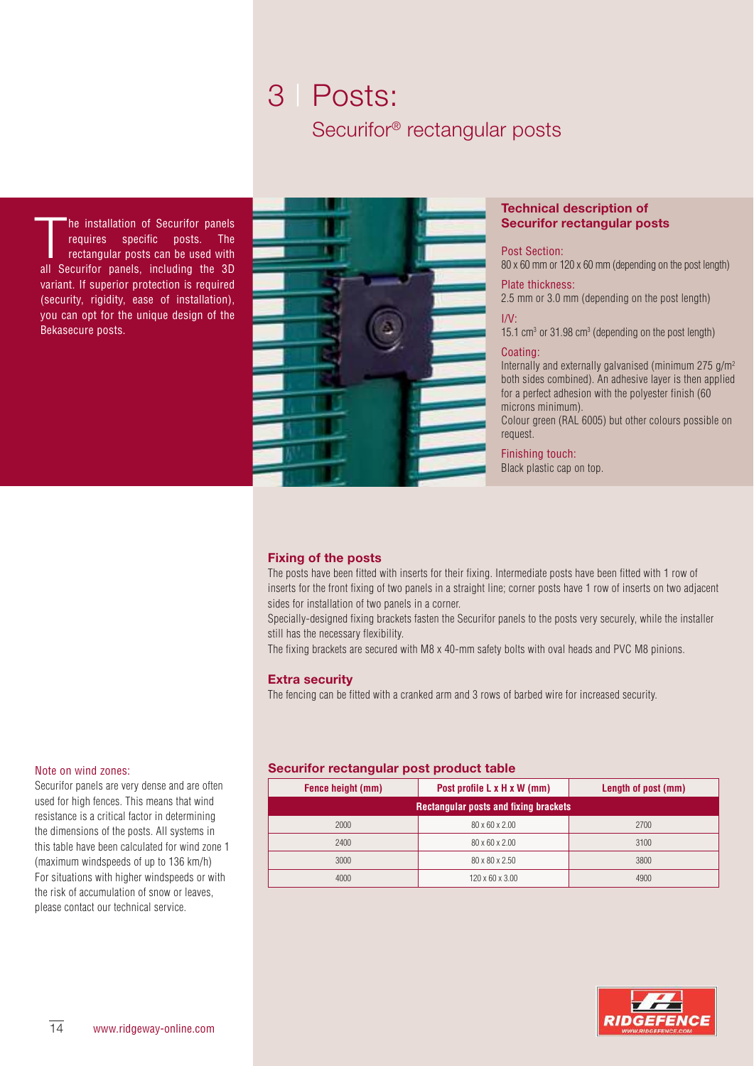# 3 | Posts:

## Securifor® rectangular posts

The installation of Securifor panels requires specific posts. The rectangular posts can be used with all Securifor panels, including the 3D variant. If superior protection is required (security, rigidity, ease of installation), you can opt for the unique design of the Bekasecure posts.

### Technical description of Securifor rectangular posts

Post Section:
80 x 60 mm or 120 x 60 mm (depending on the post length)

Plate thickness:
2.5 mm or 3.0 mm (depending on the post length)

I/V:
15.1 $cm^3$ or 31.98 $cm^3$ (depending on the post length)

Coating:
Internally and externally galvanised (minimum 275 $g/m^2$ both sides combined). An adhesive layer is then applied for a perfect adhesion with the polyester finish (60 microns minimum).
Colour green (RAL 6005) but other colours possible on request.

Finishing touch:
Black plastic cap on top.

### Fixing of the posts

The posts have been fitted with inserts for their fixing. Intermediate posts have been fitted with 1 row of inserts for the front fixing of two panels in a straight line; corner posts have 1 row of inserts on two adjacent sides for installation of two panels in a corner.
Specially-designed fixing brackets fasten the Securifor panels to the posts very securely, while the installer still has the necessary flexibility.
The fixing brackets are secured with M8 x 40-mm safety bolts with oval heads and PVC M8 pinions.

### Extra security

The fencing can be fitted with a cranked arm and 3 rows of barbed wire for increased security.

Note on wind zones:
Securifor panels are very dense and are often used for high fences. This means that wind resistance is a critical factor in determining the dimensions of the posts. All systems in this table have been calculated for wind zone 1 (maximum windspeeds of up to 136 km/h)
For situations with higher windspeeds or with the risk of accumulation of snow or leaves, please contact our technical service.

### Securifor rectangular post product table

| Fence height (mm) | Post profile L x H x W (mm) | Length of post (mm) |
|---|---|---|
| **Rectangular posts and fixing brackets** | | |
| 2000 | 80 x 60 x 2.00 | 2700 |
| 2400 | 80 x 60 x 2.00 | 3100 |
| 3000 | 80 x 80 x 2.50 | 3800 |
| 4000 | 120 x 60 x 3.00 | 4900 |

www.ridgeway-online.com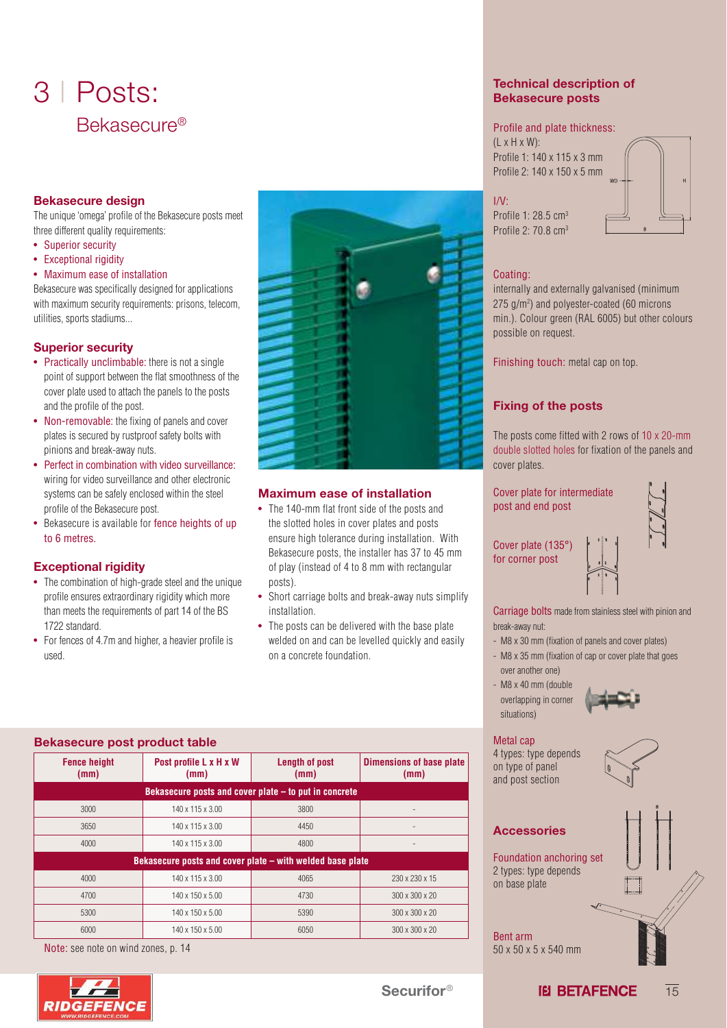# 3 | Posts:

## Bekasecure®

### Bekasecure design

The unique 'omega' profile of the Bekasecure posts meet three different quality requirements:

- Superior security
- Exceptional rigidity
- Maximum ease of installation

Bekasecure was specifically designed for applications with maximum security requirements: prisons, telecom, utilities, sports stadiums...

### Superior security

- Practically unclimbable: there is not a single point of support between the flat smoothness of the cover plate used to attach the panels to the posts and the profile of the post.
- Non-removable: the fixing of panels and cover plates is secured by rustproof safety bolts with pinions and break-away nuts.
- Perfect in combination with video surveillance: wiring for video surveillance and other electronic systems can be safely enclosed within the steel profile of the Bekasecure post.
- Bekasecure is available for fence heights of up to 6 metres.

### Exceptional rigidity

- The combination of high-grade steel and the unique profile ensures extraordinary rigidity which more than meets the requirements of part 14 of the BS 1722 standard.
- For fences of 4.7m and higher, a heavier profile is used.

### Maximum ease of installation

- The 140-mm flat front side of the posts and the slotted holes in cover plates and posts ensure high tolerance during installation. With Bekasecure posts, the installer has 37 to 45 mm of play (instead of 4 to 8 mm with rectangular posts).
- Short carriage bolts and break-away nuts simplify installation.
- The posts can be delivered with the base plate welded on and can be levelled quickly and easily on a concrete foundation.

### Bekasecure post product table

| Fence height (mm) | Post profile L x H x W (mm) | Length of post (mm) | Dimensions of base plate (mm) |
|---|---|---|---|
| **Bekasecure posts and cover plate – to put in concrete** | | | |
| 3000 | 140 x 115 x 3.00 | 3800 | - |
| 3650 | 140 x 115 x 3.00 | 4450 | - |
| 4000 | 140 x 115 x 3.00 | 4800 | - |
| **Bekasecure posts and cover plate – with welded base plate** | | | |
| 4000 | 140 x 115 x 3.00 | 4065 | 230 x 230 x 15 |
| 4700 | 140 x 150 x 5.00 | 4730 | 300 x 300 x 20 |
| 5300 | 140 x 150 x 5.00 | 5390 | 300 x 300 x 20 |
| 6000 | 140 x 150 x 5.00 | 6050 | 300 x 300 x 20 |

Note: see note on wind zones, p. 14

### Technical description of Bekasecure posts

Profile and plate thickness:
(L x H x W):
Profile 1: 140 x 115 x 3 mm
Profile 2: 140 x 150 x 5 mm

I/V:
Profile 1: 28.5 $cm^3$
Profile 2: 70.8 $cm^3$

Coating:
internally and externally galvanised (minimum 275 g/$m^2$) and polyester-coated (60 microns min.). Colour green (RAL 6005) but other colours possible on request.

Finishing touch: metal cap on top.

### Fixing of the posts

The posts come fitted with 2 rows of 10 x 20-mm double slotted holes for fixation of the panels and cover plates.

Cover plate for intermediate post and end post

Cover plate (135°) for corner post

Carriage bolts made from stainless steel with pinion and break-away nut:

- M8 x 30 mm (fixation of panels and cover plates)
- M8 x 35 mm (fixation of cap or cover plate that goes over another one)
- M8 x 40 mm (double overlapping in corner situations)

Metal cap
4 types: type depends on type of panel and post section

### Accessories

Foundation anchoring set
2 types: type depends on base plate

Bent arm
50 x 50 x 5 x 540 mm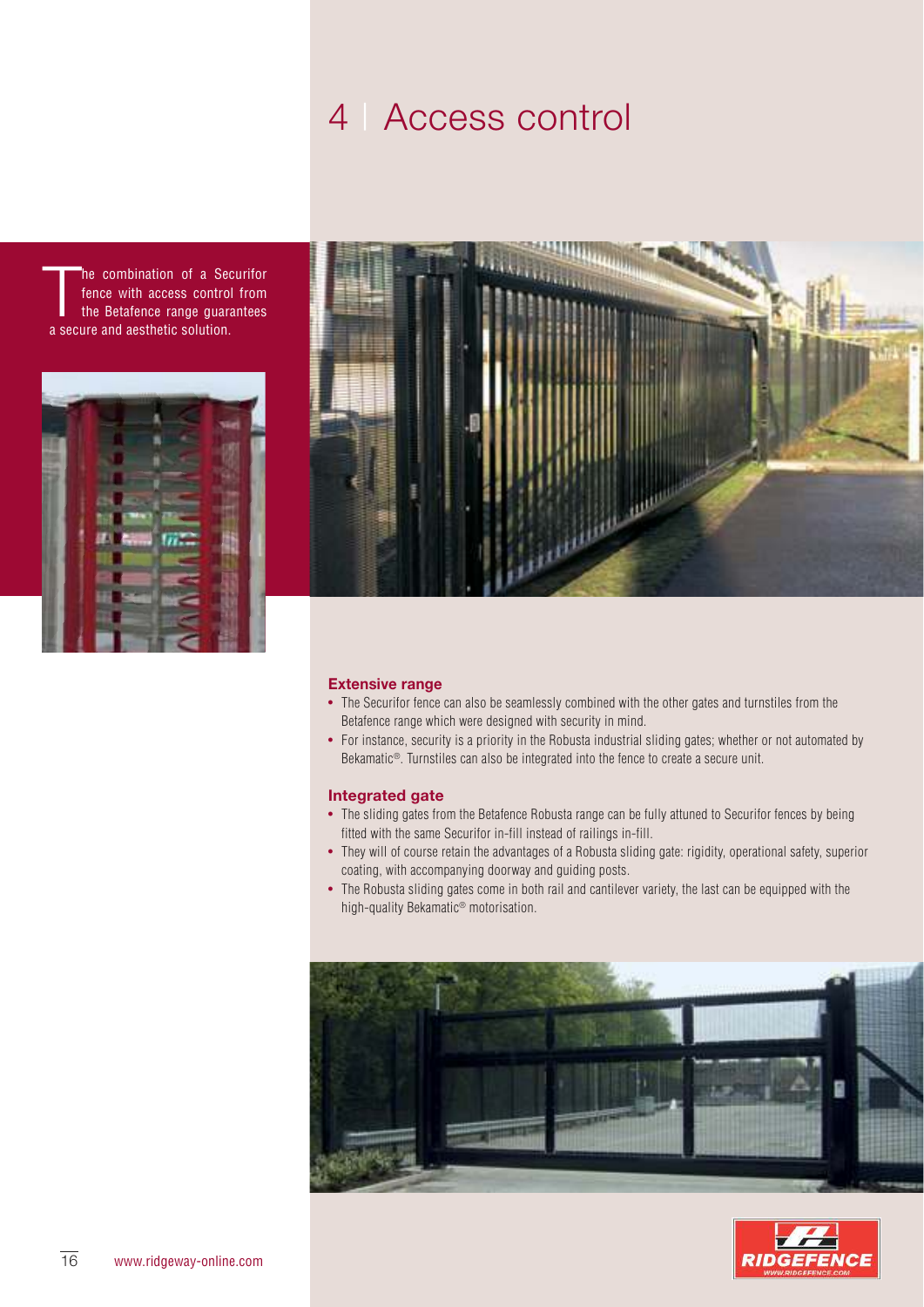# 4 | Access control

The combination of a Securifor fence with access control from the Betafence range guarantees a secure and aesthetic solution.

### Extensive range

- The Securifor fence can also be seamlessly combined with the other gates and turnstiles from the Betafence range which were designed with security in mind.
- For instance, security is a priority in the Robusta industrial sliding gates; whether or not automated by Bekamatic®. Turnstiles can also be integrated into the fence to create a secure unit.

### Integrated gate

- The sliding gates from the Betafence Robusta range can be fully attuned to Securifor fences by being fitted with the same Securifor in-fill instead of railings in-fill.
- They will of course retain the advantages of a Robusta sliding gate: rigidity, operational safety, superior coating, with accompanying doorway and guiding posts.
- The Robusta sliding gates come in both rail and cantilever variety, the last can be equipped with the high-quality Bekamatic® motorisation.

www.ridgeway-online.com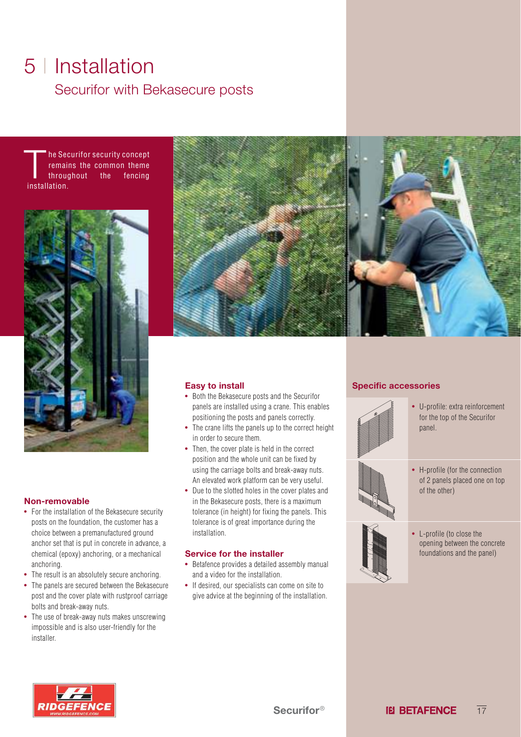# 5 | Installation

## Securifor with Bekasecure posts

The Securifor security concept remains the common theme throughout the fencing installation.

### Non-removable

- For the installation of the Bekasecure security posts on the foundation, the customer has a choice between a premanufactured ground anchor set that is put in concrete in advance, a chemical (epoxy) anchoring, or a mechanical anchoring.
- The result is an absolutely secure anchoring.
- The panels are secured between the Bekasecure post and the cover plate with rustproof carriage bolts and break-away nuts.
- The use of break-away nuts makes unscrewing impossible and is also user-friendly for the installer.

### Easy to install

- Both the Bekasecure posts and the Securifor panels are installed using a crane. This enables positioning the posts and panels correctly.
- The crane lifts the panels up to the correct height in order to secure them.
- Then, the cover plate is held in the correct position and the whole unit can be fixed by using the carriage bolts and break-away nuts. An elevated work platform can be very useful.
- Due to the slotted holes in the cover plates and in the Bekasecure posts, there is a maximum tolerance (in height) for fixing the panels. This tolerance is of great importance during the installation.

### Service for the installer

- Betafence provides a detailed assembly manual and a video for the installation.
- If desired, our specialists can come on site to give advice at the beginning of the installation.

### Specific accessories

- U-profile: extra reinforcement for the top of the Securifor panel.
- H-profile (for the connection of 2 panels placed one on top of the other)
- L-profile (to close the opening between the concrete foundations and the panel)

RIDGEFENCE
WWW.RIDGEFENCE.COM

Securifor®

BETAFENCE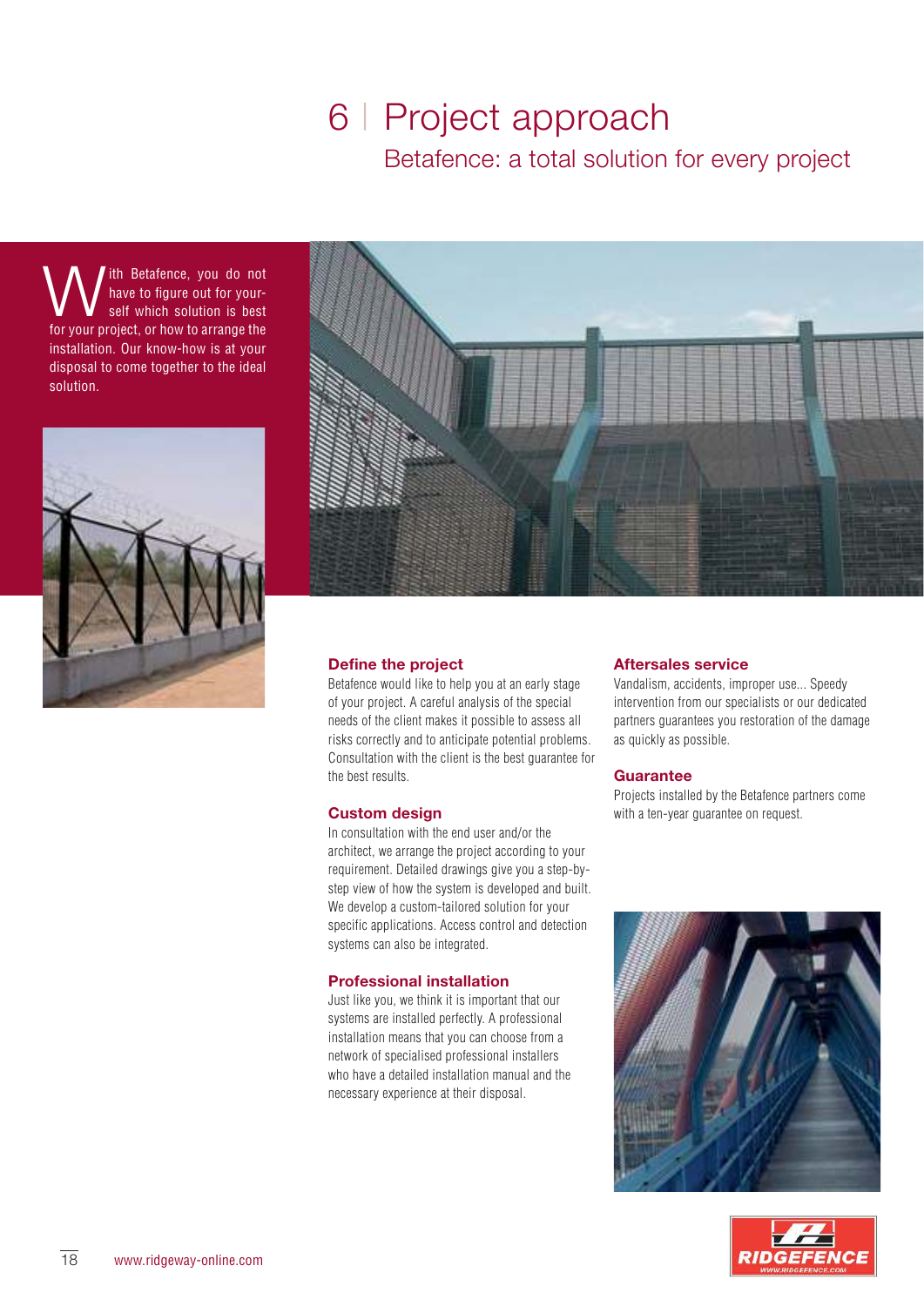# 6 | Project approach

## Betafence: a total solution for every project

With Betafence, you do not have to figure out for yourself which solution is best for your project, or how to arrange the installation. Our know-how is at your disposal to come together to the ideal solution.

### Define the project

Betafence would like to help you at an early stage of your project. A careful analysis of the special needs of the client makes it possible to assess all risks correctly and to anticipate potential problems. Consultation with the client is the best guarantee for the best results.

### Custom design

In consultation with the end user and/or the architect, we arrange the project according to your requirement. Detailed drawings give you a step-by-step view of how the system is developed and built. We develop a custom-tailored solution for your specific applications. Access control and detection systems can also be integrated.

### Professional installation

Just like you, we think it is important that our systems are installed perfectly. A professional installation means that you can choose from a network of specialised professional installers who have a detailed installation manual and the necessary experience at their disposal.

### Aftersales service

Vandalism, accidents, improper use... Speedy intervention from our specialists or our dedicated partners guarantees you restoration of the damage as quickly as possible.

### Guarantee

Projects installed by the Betafence partners come with a ten-year guarantee on request.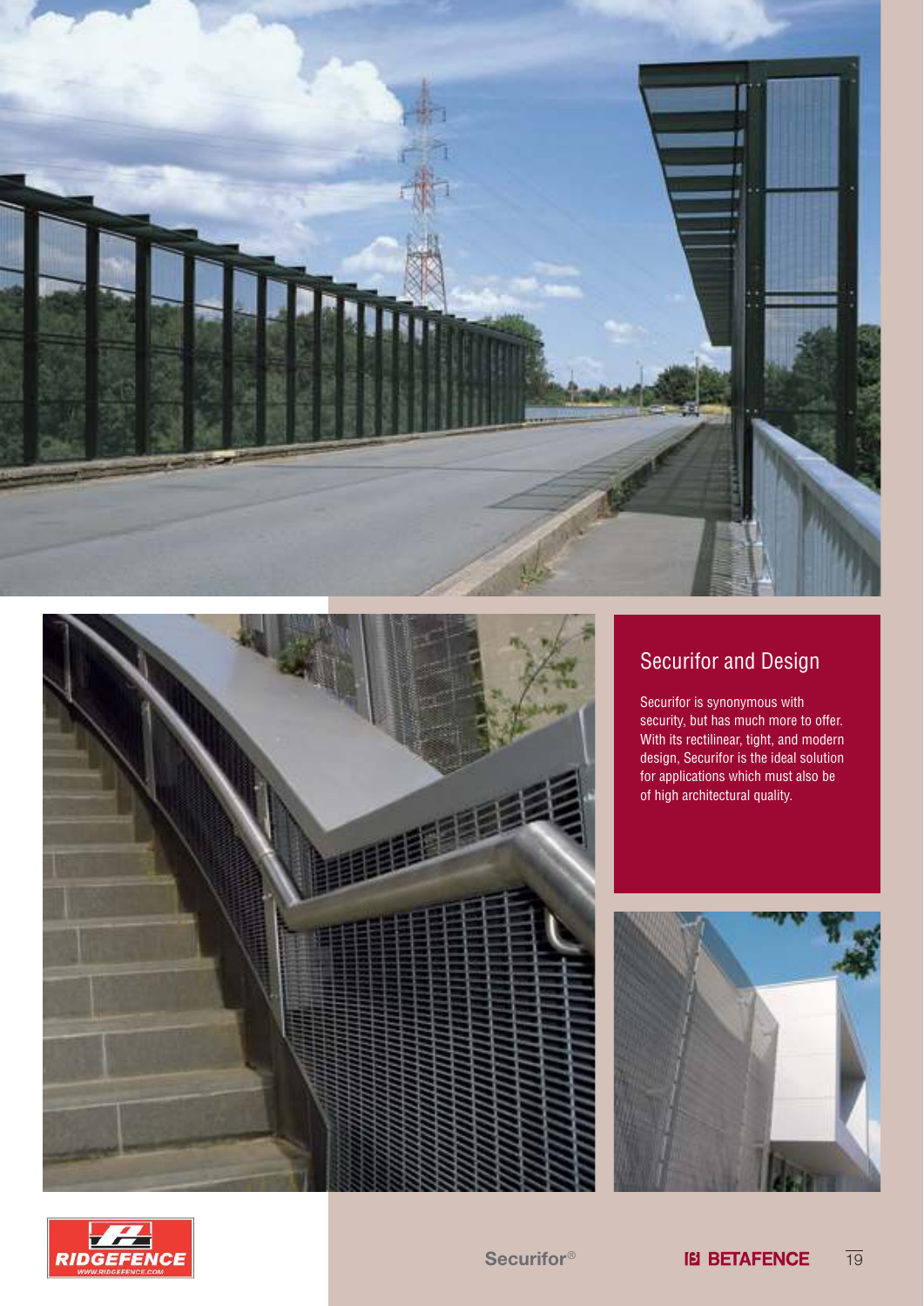## Securifor and Design

Securifor is synonymous with security, but has much more to offer. With its rectilinear, tight, and modern design, Securifor is the ideal solution for applications which must also be of high architectural quality.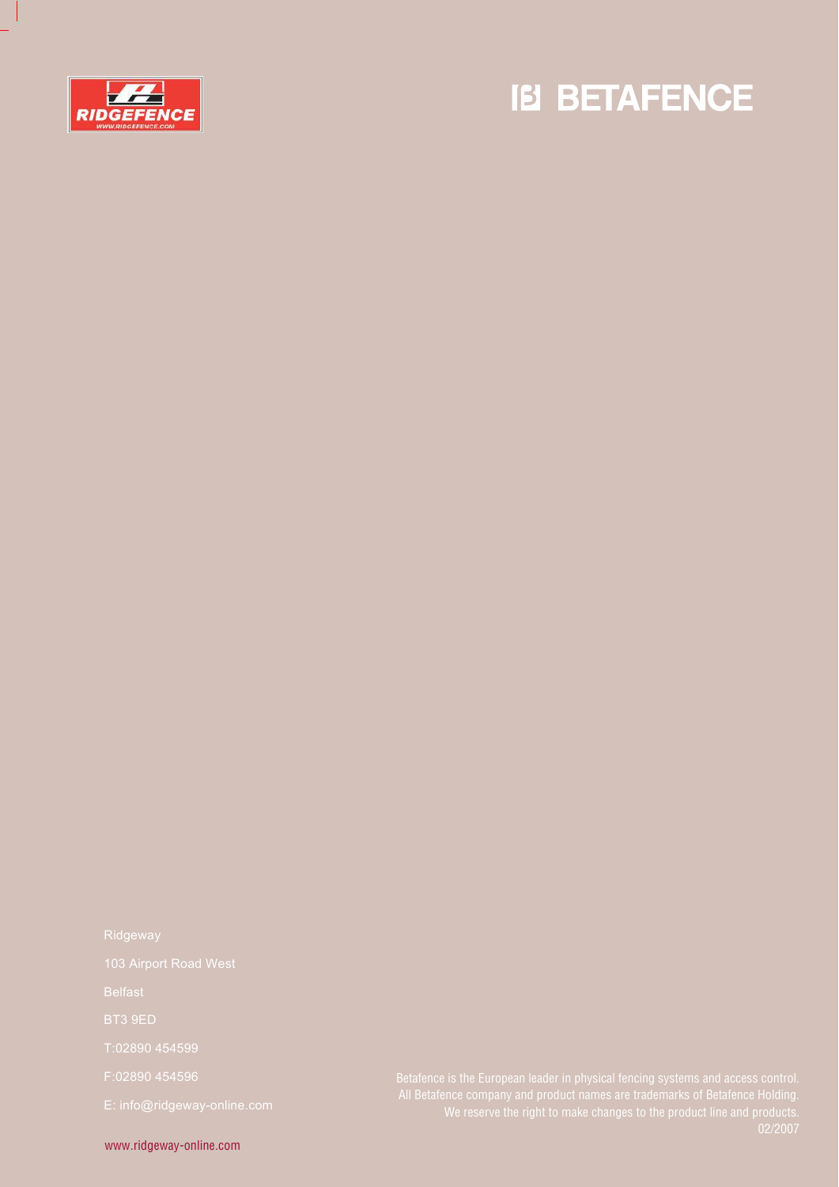RIDGEFENCE

WWW.RIDGEFENCE.COM

BETAFENCE

Ridgeway

103 Airport Road West

Belfast

BT3 9ED

T:02890 454599

F:02890 454596

E: info@ridgeway-online.com

www.ridgeway-online.com

Betafence is the European leader in physical fencing systems and access control.
All Betafence company and product names are trademarks of Betafence Holding.
We reserve the right to make changes to the product line and products.
02/2007